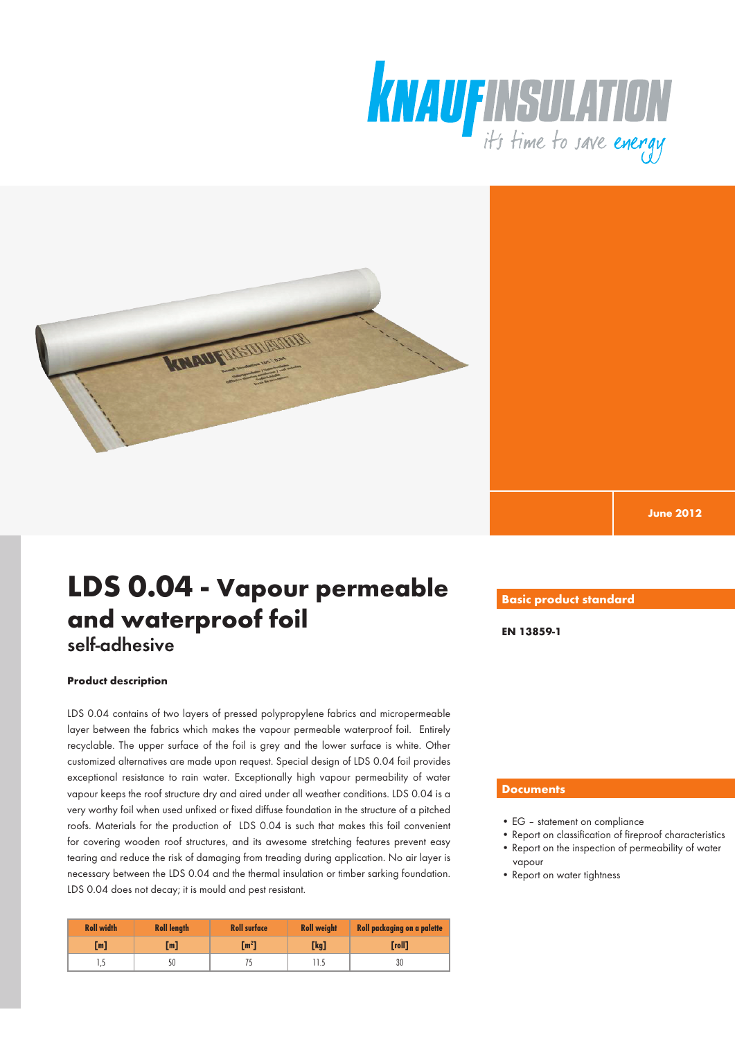KNAUF INSULATION
it's time to save energy

June 2012

# LDS 0.04 - Vapour permeable and waterproof foil
## self-adhesive

### Product description

LDS 0.04 contains of two layers of pressed polypropylene fabrics and micropermeable layer between the fabrics which makes the vapour permeable waterproof foil. Entirely recyclable. The upper surface of the foil is grey and the lower surface is white. Other customized alternatives are made upon request. Special design of LDS 0.04 foil provides exceptional resistance to rain water. Exceptionally high vapour permeability of water vapour keeps the roof structure dry and aired under all weather conditions. LDS 0.04 is a very worthy foil when used unfixed or fixed diffuse foundation in the structure of a pitched roofs. Materials for the production of LDS 0.04 is such that makes this foil convenient for covering wooden roof structures, and its awesome stretching features prevent easy tearing and reduce the risk of damaging from treading during application. No air layer is necessary between the LDS 0.04 and the thermal insulation or timber sarking foundation. LDS 0.04 does not decay; it is mould and pest resistant.

| Roll width | Roll length | Roll surface | Roll weight | Roll packaging on a palette |
|---|---|---|---|---|
| [m] | [m] | [m²] | [kg] | [roll] |
| 1,5 | 50 | 75 | 11.5 | 30 |

### Basic product standard

**EN 13859-1**

### Documents

- EG – statement on compliance
- Report on classification of fireproof characteristics
- Report on the inspection of permeability of water vapour
- Report on water tightness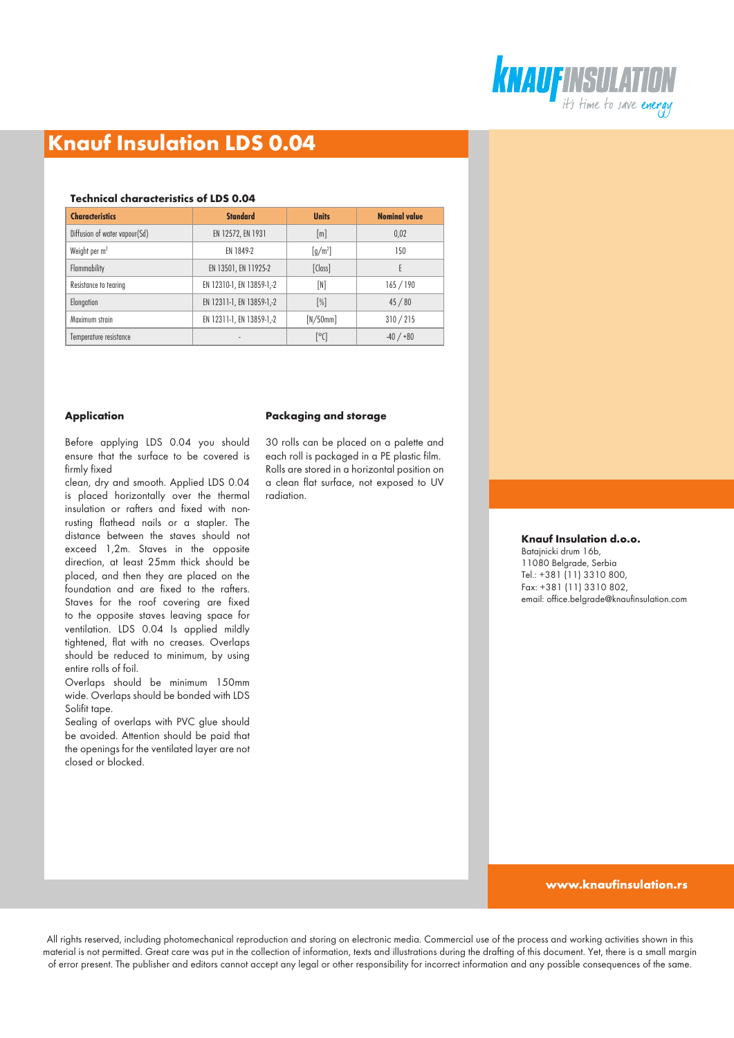# Knauf Insulation LDS 0.04

### Technical characteristics of LDS 0.04

| Characteristics | Standard | Units | Nominal value |
|---|---|---|---|
| Diffusion of water vapour(Sd) | EN 12572, EN 1931 | [m] | 0,02 |
| Weight per $m^2$ | EN 1849-2 | [$g/m^2$] | 150 |
| Flammability | EN 13501, EN 11925-2 | [Class] | E |
| Resistance to tearing | EN 12310-1, EN 13859-1,-2 | [N] | 165 / 190 |
| Elongation | EN 12311-1, EN 13859-1,-2 | [%] | 45 / 80 |
| Maximum strain | EN 12311-1, EN 13859-1,-2 | [N/50mm] | 310 / 215 |
| Temperature resistance | - | [°C] | -40 / +80 |

### Application

Before applying LDS 0.04 you should ensure that the surface to be covered is firmly fixed
clean, dry and smooth. Applied LDS 0.04 is placed horizontally over the thermal insulation or rafters and fixed with non-rusting flathead nails or a stapler. The distance between the staves should not exceed 1,2m. Staves in the opposite direction, at least 25mm thick should be placed, and then they are placed on the foundation and are fixed to the rafters. Staves for the roof covering are fixed to the opposite staves leaving space for ventilation. LDS 0.04 Is applied mildly tightened, flat with no creases. Overlaps should be reduced to minimum, by using entire rolls of foil.
Overlaps should be minimum 150mm wide. Overlaps should be bonded with LDS Solifit tape.
Sealing of overlaps with PVC glue should be avoided. Attention should be paid that the openings for the ventilated layer are not closed or blocked.

### Packaging and storage

30 rolls can be placed on a palette and each roll is packaged in a PE plastic film. Rolls are stored in a horizontal position on a clean flat surface, not exposed to UV radiation.

**Knauf Insulation d.o.o.**
Batajnicki drum 16b,
11080 Belgrade, Serbia
Tel.: +381 (11) 3310 800,
Fax: +381 (11) 3310 802,
email: office.belgrade@knaufinsulation.com

**www.knaufinsulation.rs**

All rights reserved, including photomechanical reproduction and storing on electronic media. Commercial use of the process and working activities shown in this material is not permitted. Great care was put in the collection of information, texts and illustrations during the drafting of this document. Yet, there is a small margin of error present. The publisher and editors cannot accept any legal or other responsibility for incorrect information and any possible consequences of the same.